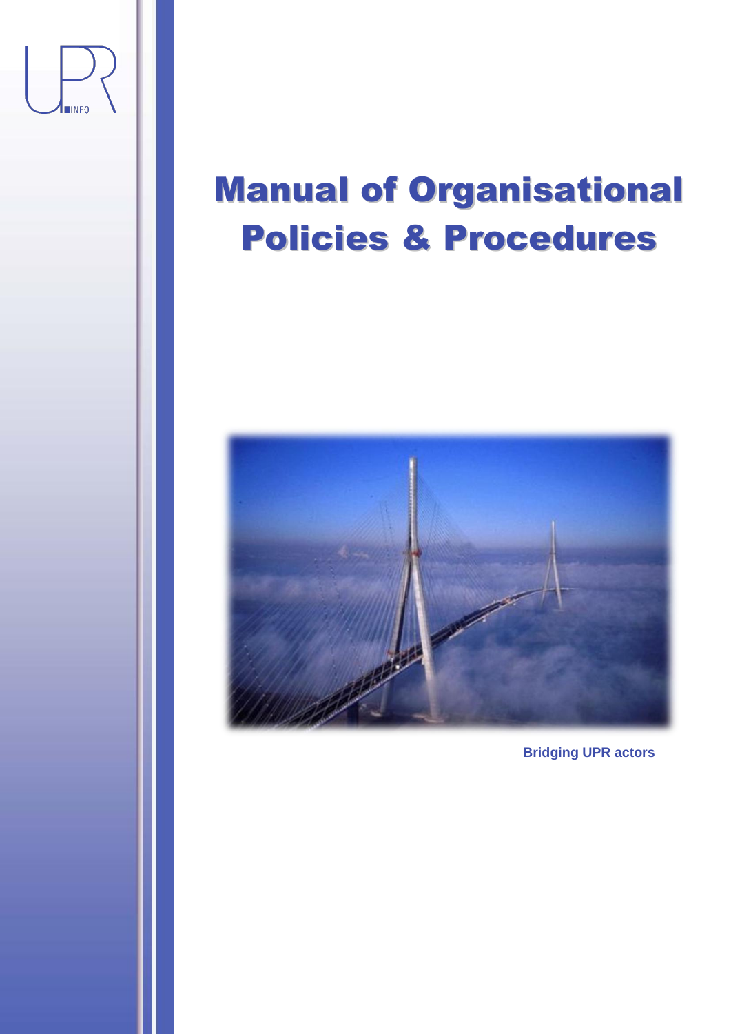UPR INFO

# Manual of Organisational Policies & Procedures

**Bridging UPR actors**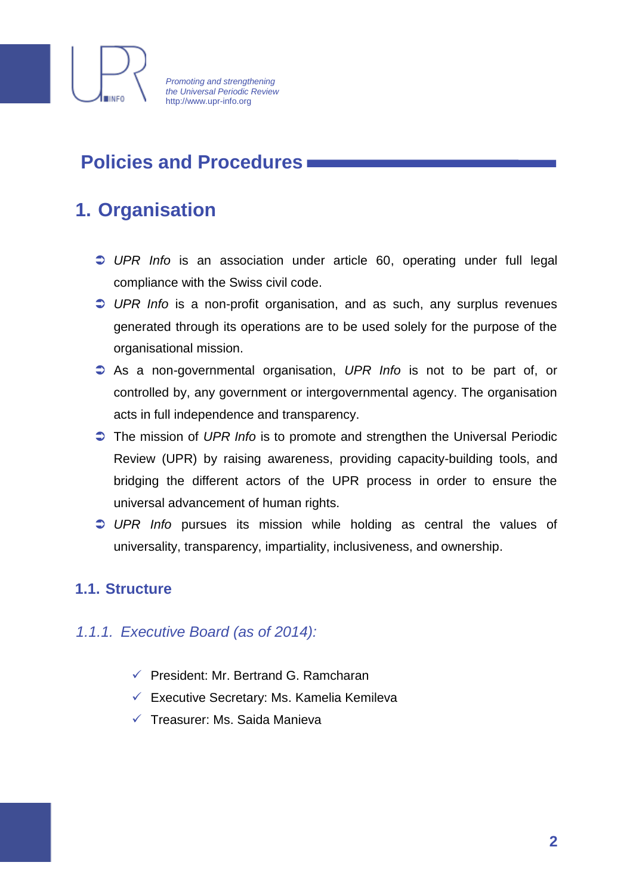# Policies and Procedures

## 1. Organisation

- *UPR Info* is an association under article 60, operating under full legal compliance with the Swiss civil code.
- *UPR Info* is a non-profit organisation, and as such, any surplus revenues generated through its operations are to be used solely for the purpose of the organisational mission.
- As a non-governmental organisation, *UPR Info* is not to be part of, or controlled by, any government or intergovernmental agency. The organisation acts in full independence and transparency.
- The mission of *UPR Info* is to promote and strengthen the Universal Periodic Review (UPR) by raising awareness, providing capacity-building tools, and bridging the different actors of the UPR process in order to ensure the universal advancement of human rights.
- *UPR Info* pursues its mission while holding as central the values of universality, transparency, impartiality, inclusiveness, and ownership.

### 1.1. Structure

#### *1.1.1. Executive Board (as of 2014):*

- ✓ President: Mr. Bertrand G. Ramcharan
- ✓ Executive Secretary: Ms. Kamelia Kemileva
- ✓ Treasurer: Ms. Saida Manieva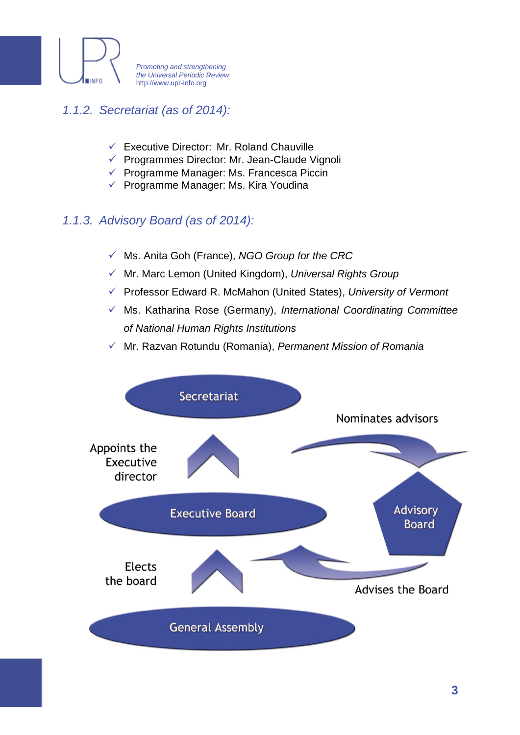### 1.1.2. Secretariat (as of 2014):

- ✓ Executive Director: Mr. Roland Chauville
- ✓ Programmes Director: Mr. Jean-Claude Vignoli
- ✓ Programme Manager: Ms. Francesca Piccin
- ✓ Programme Manager: Ms. Kira Youdina

### 1.1.3. Advisory Board (as of 2014):

- ✓ Ms. Anita Goh (France), *NGO Group for the CRC*
- ✓ Mr. Marc Lemon (United Kingdom), *Universal Rights Group*
- ✓ Professor Edward R. McMahon (United States), *University of Vermont*
- ✓ Ms. Katharina Rose (Germany), *International Coordinating Committee of National Human Rights Institutions*
- ✓ Mr. Razvan Rotundu (Romania), *Permanent Mission of Romania*

Secretariat

Nominates advisors

Appoints the Executive director

Executive Board

Advisory Board

Elects the board

Advises the Board

General Assembly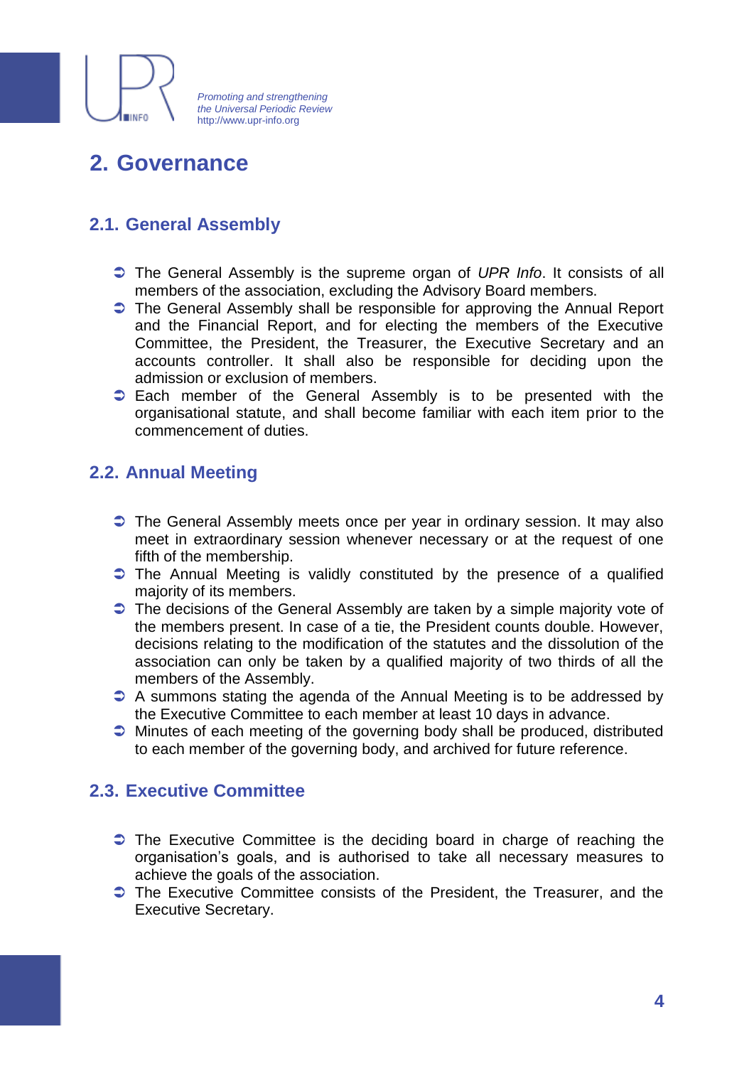# 2. Governance

## 2.1. General Assembly

- The General Assembly is the supreme organ of *UPR Info*. It consists of all members of the association, excluding the Advisory Board members.
- The General Assembly shall be responsible for approving the Annual Report and the Financial Report, and for electing the members of the Executive Committee, the President, the Treasurer, the Executive Secretary and an accounts controller. It shall also be responsible for deciding upon the admission or exclusion of members.
- Each member of the General Assembly is to be presented with the organisational statute, and shall become familiar with each item prior to the commencement of duties.

## 2.2. Annual Meeting

- The General Assembly meets once per year in ordinary session. It may also meet in extraordinary session whenever necessary or at the request of one fifth of the membership.
- The Annual Meeting is validly constituted by the presence of a qualified majority of its members.
- The decisions of the General Assembly are taken by a simple majority vote of the members present. In case of a tie, the President counts double. However, decisions relating to the modification of the statutes and the dissolution of the association can only be taken by a qualified majority of two thirds of all the members of the Assembly.
- A summons stating the agenda of the Annual Meeting is to be addressed by the Executive Committee to each member at least 10 days in advance.
- Minutes of each meeting of the governing body shall be produced, distributed to each member of the governing body, and archived for future reference.

## 2.3. Executive Committee

- The Executive Committee is the deciding board in charge of reaching the organisation's goals, and is authorised to take all necessary measures to achieve the goals of the association.
- The Executive Committee consists of the President, the Treasurer, and the Executive Secretary.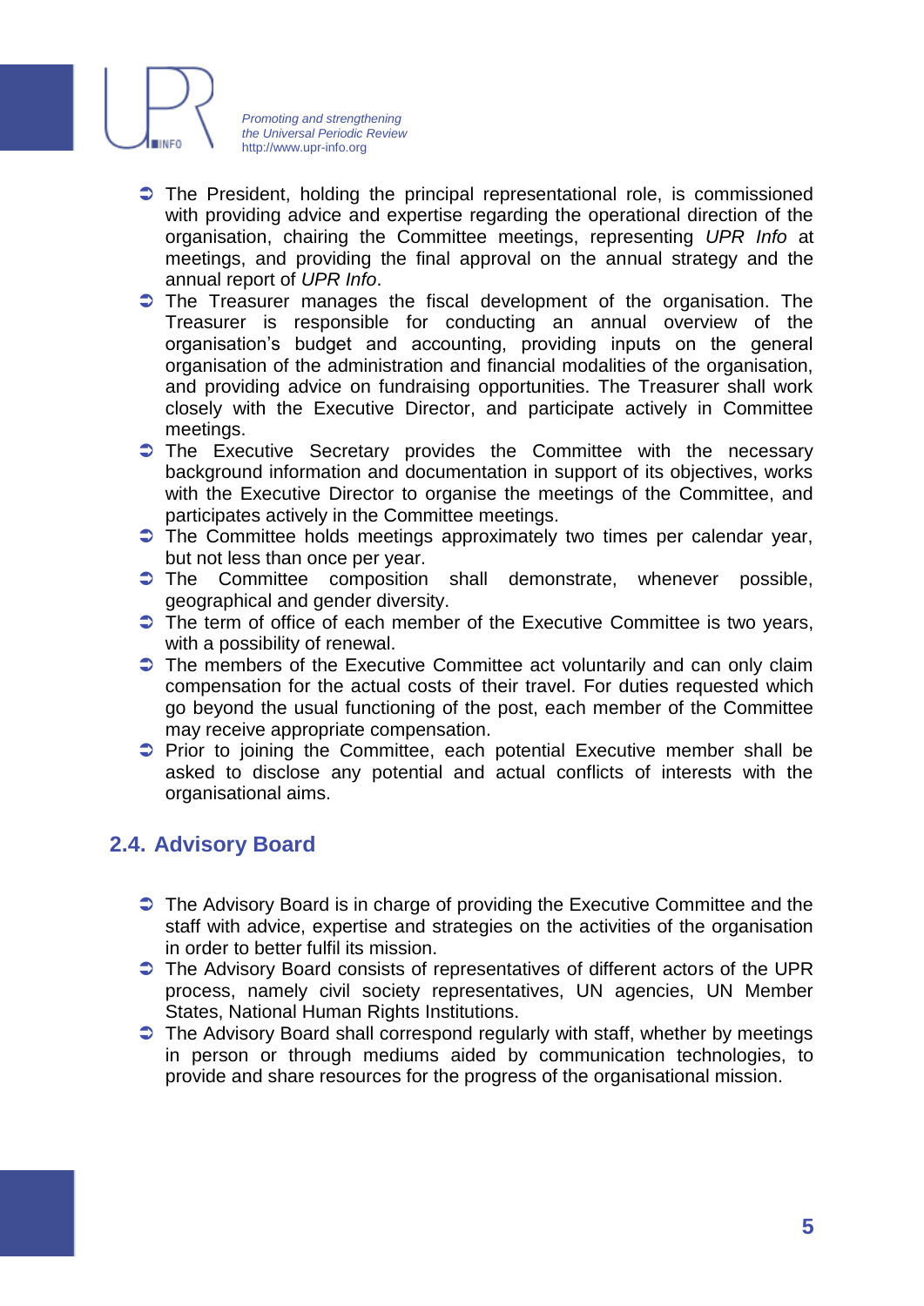- The President, holding the principal representational role, is commissioned with providing advice and expertise regarding the operational direction of the organisation, chairing the Committee meetings, representing *UPR Info* at meetings, and providing the final approval on the annual strategy and the annual report of *UPR Info*.
- The Treasurer manages the fiscal development of the organisation. The Treasurer is responsible for conducting an annual overview of the organisation's budget and accounting, providing inputs on the general organisation of the administration and financial modalities of the organisation, and providing advice on fundraising opportunities. The Treasurer shall work closely with the Executive Director, and participate actively in Committee meetings.
- The Executive Secretary provides the Committee with the necessary background information and documentation in support of its objectives, works with the Executive Director to organise the meetings of the Committee, and participates actively in the Committee meetings.
- The Committee holds meetings approximately two times per calendar year, but not less than once per year.
- The Committee composition shall demonstrate, whenever possible, geographical and gender diversity.
- The term of office of each member of the Executive Committee is two years, with a possibility of renewal.
- The members of the Executive Committee act voluntarily and can only claim compensation for the actual costs of their travel. For duties requested which go beyond the usual functioning of the post, each member of the Committee may receive appropriate compensation.
- Prior to joining the Committee, each potential Executive member shall be asked to disclose any potential and actual conflicts of interests with the organisational aims.

## 2.4. Advisory Board

- The Advisory Board is in charge of providing the Executive Committee and the staff with advice, expertise and strategies on the activities of the organisation in order to better fulfil its mission.
- The Advisory Board consists of representatives of different actors of the UPR process, namely civil society representatives, UN agencies, UN Member States, National Human Rights Institutions.
- The Advisory Board shall correspond regularly with staff, whether by meetings in person or through mediums aided by communication technologies, to provide and share resources for the progress of the organisational mission.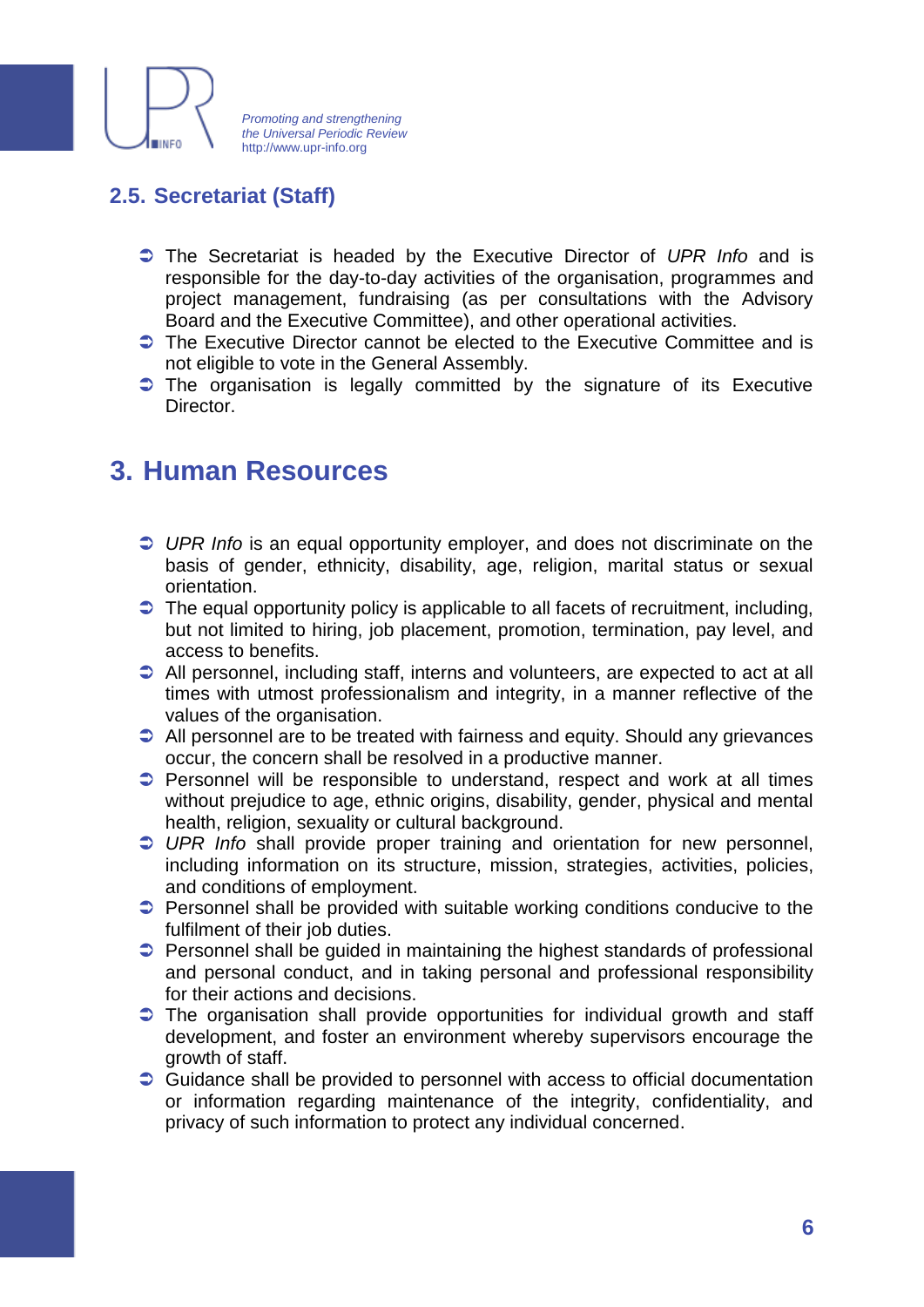### 2.5. Secretariat (Staff)

- The Secretariat is headed by the Executive Director of *UPR Info* and is responsible for the day-to-day activities of the organisation, programmes and project management, fundraising (as per consultations with the Advisory Board and the Executive Committee), and other operational activities.
- The Executive Director cannot be elected to the Executive Committee and is not eligible to vote in the General Assembly.
- The organisation is legally committed by the signature of its Executive Director.

## 3. Human Resources

- *UPR Info* is an equal opportunity employer, and does not discriminate on the basis of gender, ethnicity, disability, age, religion, marital status or sexual orientation.
- The equal opportunity policy is applicable to all facets of recruitment, including, but not limited to hiring, job placement, promotion, termination, pay level, and access to benefits.
- All personnel, including staff, interns and volunteers, are expected to act at all times with utmost professionalism and integrity, in a manner reflective of the values of the organisation.
- All personnel are to be treated with fairness and equity. Should any grievances occur, the concern shall be resolved in a productive manner.
- Personnel will be responsible to understand, respect and work at all times without prejudice to age, ethnic origins, disability, gender, physical and mental health, religion, sexuality or cultural background.
- *UPR Info* shall provide proper training and orientation for new personnel, including information on its structure, mission, strategies, activities, policies, and conditions of employment.
- Personnel shall be provided with suitable working conditions conducive to the fulfilment of their job duties.
- Personnel shall be guided in maintaining the highest standards of professional and personal conduct, and in taking personal and professional responsibility for their actions and decisions.
- The organisation shall provide opportunities for individual growth and staff development, and foster an environment whereby supervisors encourage the growth of staff.
- Guidance shall be provided to personnel with access to official documentation or information regarding maintenance of the integrity, confidentiality, and privacy of such information to protect any individual concerned.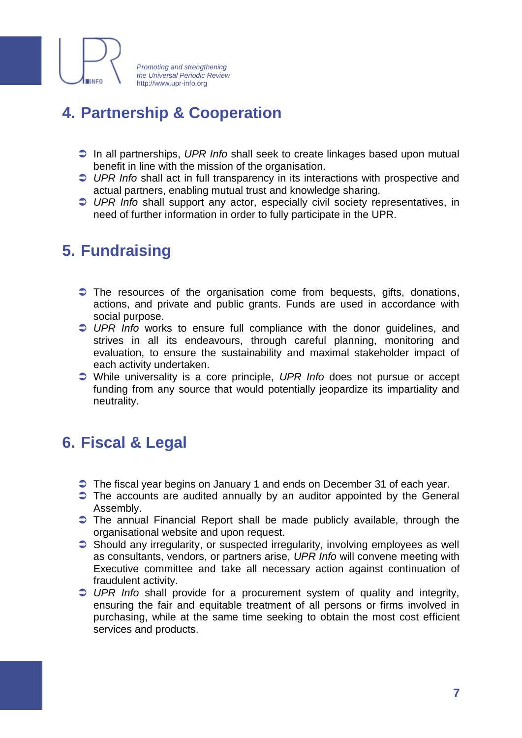## 4. Partnership & Cooperation

- In all partnerships, *UPR Info* shall seek to create linkages based upon mutual benefit in line with the mission of the organisation.
- *UPR Info* shall act in full transparency in its interactions with prospective and actual partners, enabling mutual trust and knowledge sharing.
- *UPR Info* shall support any actor, especially civil society representatives, in need of further information in order to fully participate in the UPR.

## 5. Fundraising

- The resources of the organisation come from bequests, gifts, donations, actions, and private and public grants. Funds are used in accordance with social purpose.
- *UPR Info* works to ensure full compliance with the donor guidelines, and strives in all its endeavours, through careful planning, monitoring and evaluation, to ensure the sustainability and maximal stakeholder impact of each activity undertaken.
- While universality is a core principle, *UPR Info* does not pursue or accept funding from any source that would potentially jeopardize its impartiality and neutrality.

## 6. Fiscal & Legal

- The fiscal year begins on January 1 and ends on December 31 of each year.
- The accounts are audited annually by an auditor appointed by the General Assembly.
- The annual Financial Report shall be made publicly available, through the organisational website and upon request.
- Should any irregularity, or suspected irregularity, involving employees as well as consultants, vendors, or partners arise, *UPR Info* will convene meeting with Executive committee and take all necessary action against continuation of fraudulent activity.
- *UPR Info* shall provide for a procurement system of quality and integrity, ensuring the fair and equitable treatment of all persons or firms involved in purchasing, while at the same time seeking to obtain the most cost efficient services and products.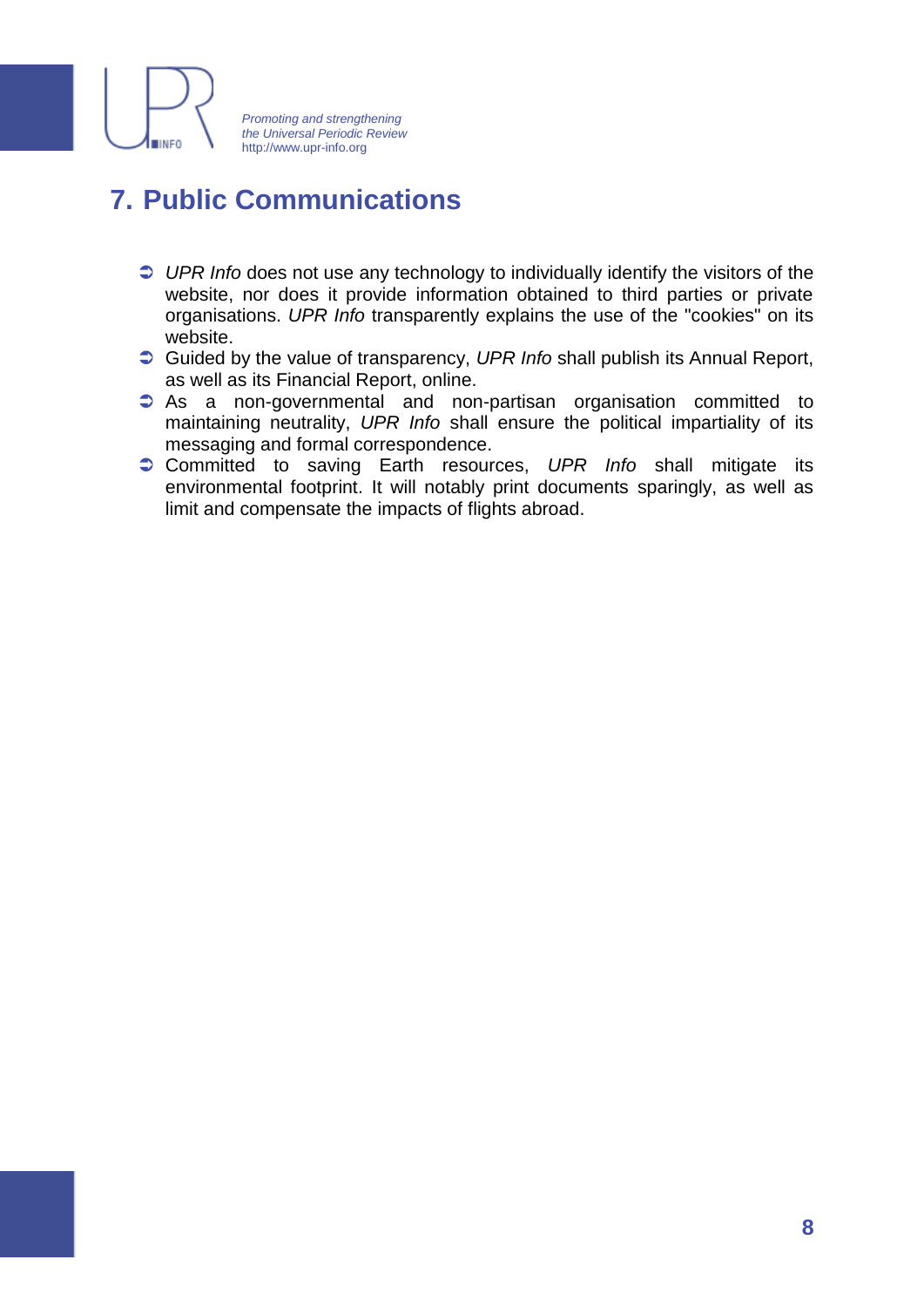## 7. Public Communications

- *UPR Info* does not use any technology to individually identify the visitors of the website, nor does it provide information obtained to third parties or private organisations. *UPR Info* transparently explains the use of the "cookies" on its website.
- Guided by the value of transparency, *UPR Info* shall publish its Annual Report, as well as its Financial Report, online.
- As a non-governmental and non-partisan organisation committed to maintaining neutrality, *UPR Info* shall ensure the political impartiality of its messaging and formal correspondence.
- Committed to saving Earth resources, *UPR Info* shall mitigate its environmental footprint. It will notably print documents sparingly, as well as limit and compensate the impacts of flights abroad.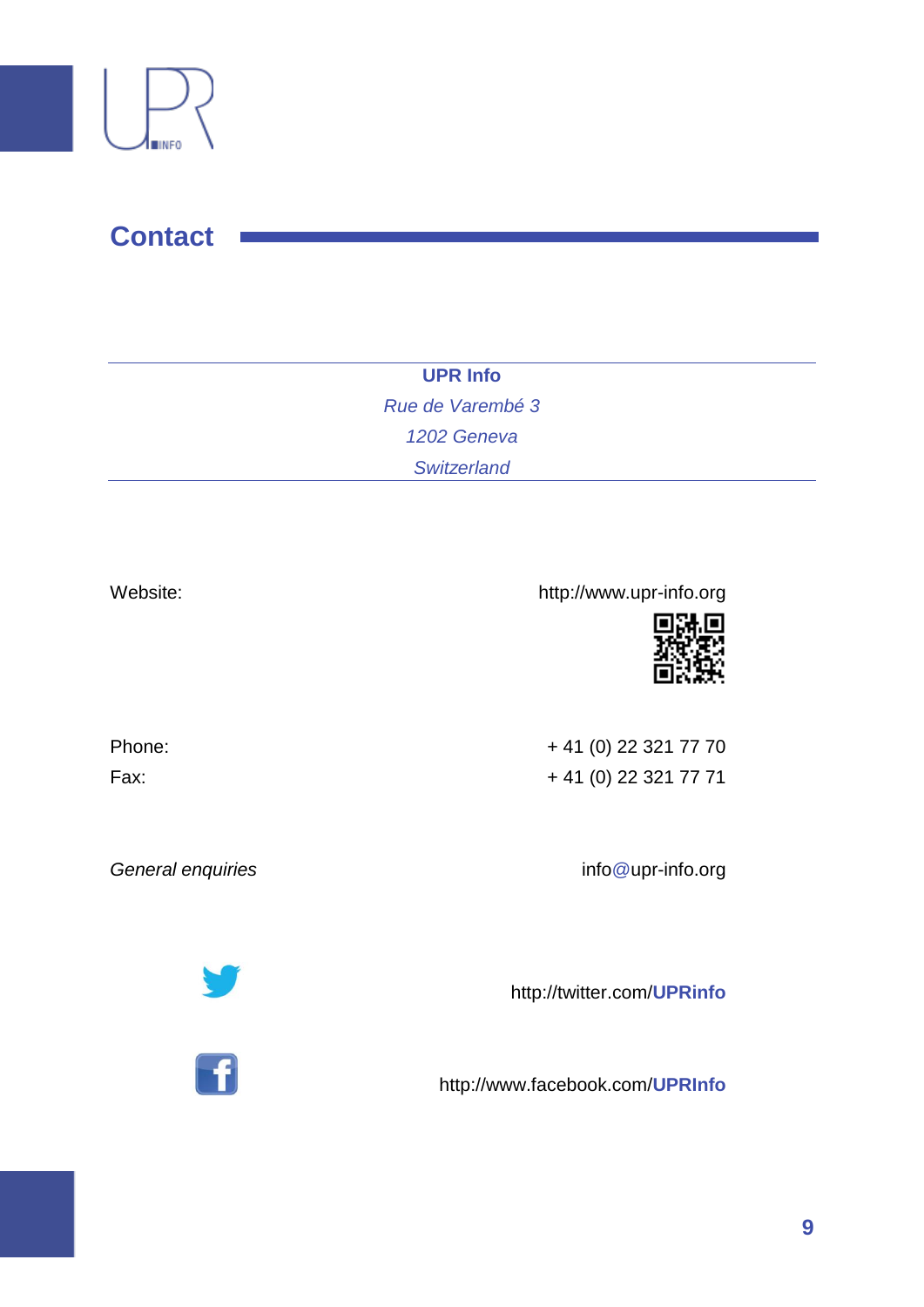## Contact

**UPR Info**
*Rue de Varembé 3*
*1202 Geneva*
*Switzerland*

| | |
|---|---|
| Website: | http://www.upr-info.org |
| Phone: | + 41 (0) 22 321 77 70 |
| Fax: | + 41 (0) 22 321 77 71 |
| *General enquiries* | info@upr-info.org |

http://twitter.com/**UPRinfo**

http://www.facebook.com/**UPRInfo**